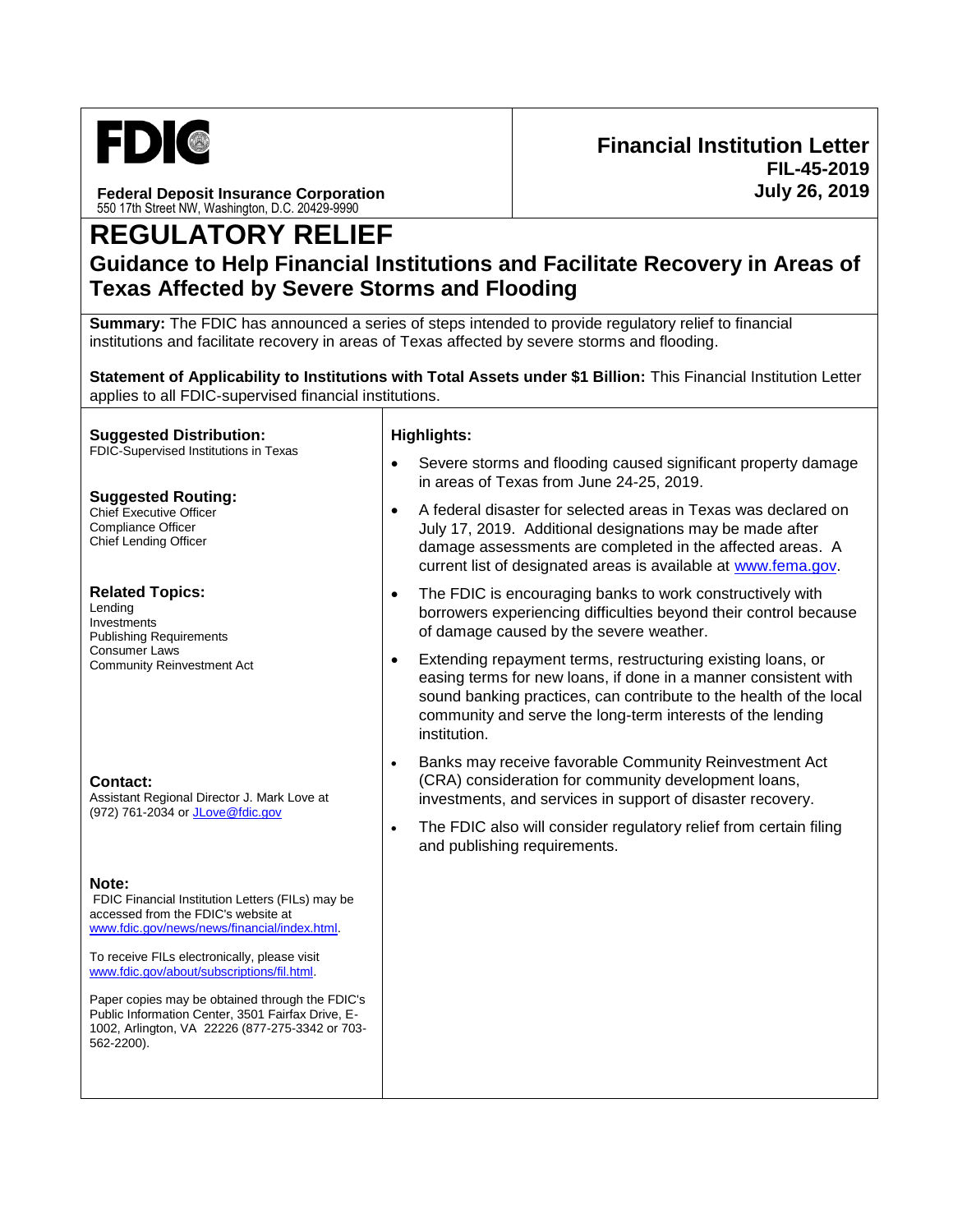FDIC

**Federal Deposit Insurance Corporation**
550 17th Street NW, Washington, D.C. 20429-9990

**Financial Institution Letter**
**FIL-45-2019**
**July 26, 2019**

# REGULATORY RELIEF

## Guidance to Help Financial Institutions and Facilitate Recovery in Areas of Texas Affected by Severe Storms and Flooding

**Summary:** The FDIC has announced a series of steps intended to provide regulatory relief to financial institutions and facilitate recovery in areas of Texas affected by severe storms and flooding.

**Statement of Applicability to Institutions with Total Assets under $1 Billion:** This Financial Institution Letter applies to all FDIC-supervised financial institutions.

**Suggested Distribution:**
FDIC-Supervised Institutions in Texas

**Suggested Routing:**
Chief Executive Officer
Compliance Officer
Chief Lending Officer

**Related Topics:**
Lending
Investments
Publishing Requirements
Consumer Laws
Community Reinvestment Act

**Contact:**
Assistant Regional Director J. Mark Love at (972) 761-2034 or JLove@fdic.gov

**Note:**
FDIC Financial Institution Letters (FILs) may be accessed from the FDIC's website at www.fdic.gov/news/news/financial/index.html.

To receive FILs electronically, please visit www.fdic.gov/about/subscriptions/fil.html.

Paper copies may be obtained through the FDIC's Public Information Center, 3501 Fairfax Drive, E-1002, Arlington, VA 22226 (877-275-3342 or 703-562-2200).

**Highlights:**

- Severe storms and flooding caused significant property damage in areas of Texas from June 24-25, 2019.
- A federal disaster for selected areas in Texas was declared on July 17, 2019. Additional designations may be made after damage assessments are completed in the affected areas. A current list of designated areas is available at www.fema.gov.
- The FDIC is encouraging banks to work constructively with borrowers experiencing difficulties beyond their control because of damage caused by the severe weather.
- Extending repayment terms, restructuring existing loans, or easing terms for new loans, if done in a manner consistent with sound banking practices, can contribute to the health of the local community and serve the long-term interests of the lending institution.
- Banks may receive favorable Community Reinvestment Act (CRA) consideration for community development loans, investments, and services in support of disaster recovery.
- The FDIC also will consider regulatory relief from certain filing and publishing requirements.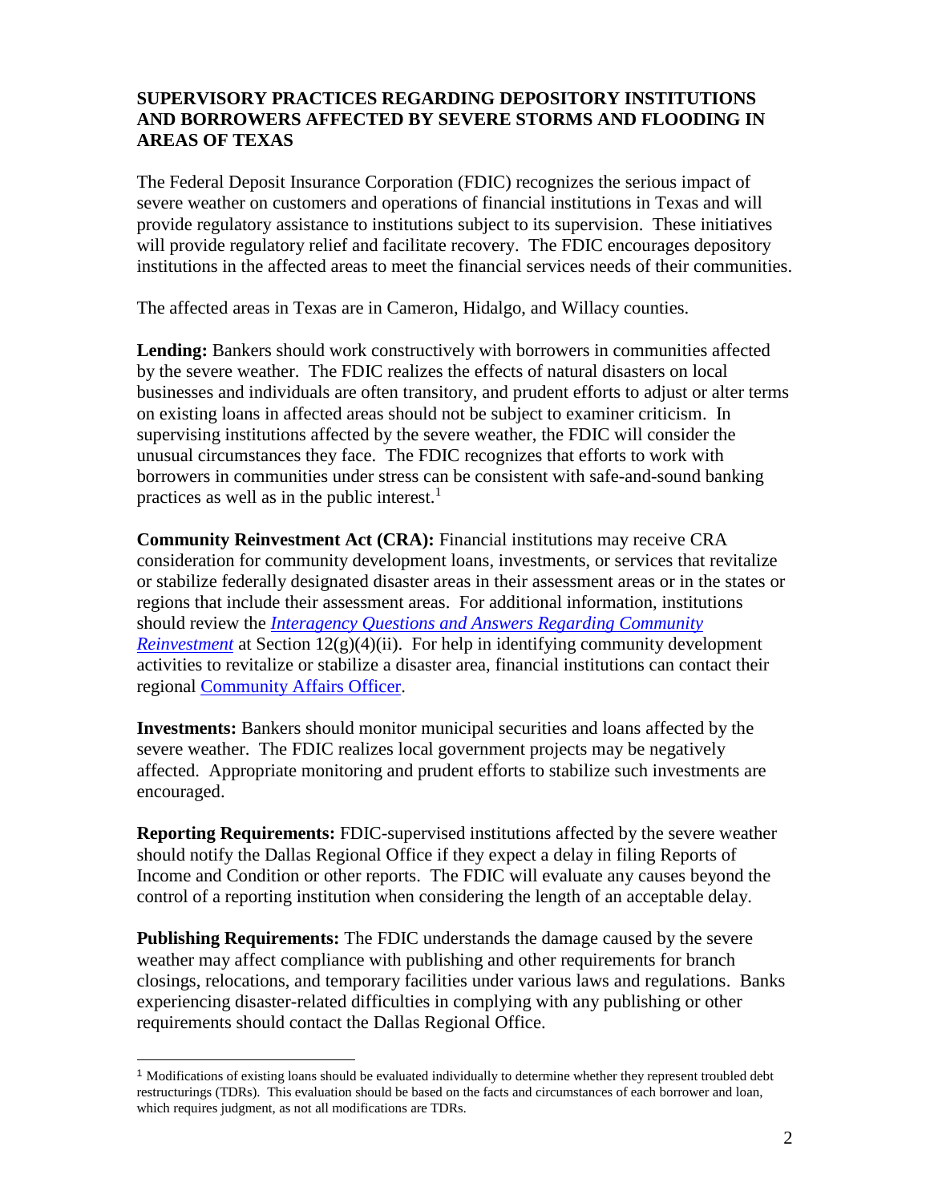**SUPERVISORY PRACTICES REGARDING DEPOSITORY INSTITUTIONS AND BORROWERS AFFECTED BY SEVERE STORMS AND FLOODING IN AREAS OF TEXAS**

The Federal Deposit Insurance Corporation (FDIC) recognizes the serious impact of severe weather on customers and operations of financial institutions in Texas and will provide regulatory assistance to institutions subject to its supervision. These initiatives will provide regulatory relief and facilitate recovery. The FDIC encourages depository institutions in the affected areas to meet the financial services needs of their communities.

The affected areas in Texas are in Cameron, Hidalgo, and Willacy counties.

**Lending:** Bankers should work constructively with borrowers in communities affected by the severe weather. The FDIC realizes the effects of natural disasters on local businesses and individuals are often transitory, and prudent efforts to adjust or alter terms on existing loans in affected areas should not be subject to examiner criticism. In supervising institutions affected by the severe weather, the FDIC will consider the unusual circumstances they face. The FDIC recognizes that efforts to work with borrowers in communities under stress can be consistent with safe-and-sound banking practices as well as in the public interest.[1]

**Community Reinvestment Act (CRA):** Financial institutions may receive CRA consideration for community development loans, investments, or services that revitalize or stabilize federally designated disaster areas in their assessment areas or in the states or regions that include their assessment areas. For additional information, institutions should review the *Interagency Questions and Answers Regarding Community Reinvestment* at Section 12(g)(4)(ii). For help in identifying community development activities to revitalize or stabilize a disaster area, financial institutions can contact their regional Community Affairs Officer.

**Investments:** Bankers should monitor municipal securities and loans affected by the severe weather. The FDIC realizes local government projects may be negatively affected. Appropriate monitoring and prudent efforts to stabilize such investments are encouraged.

**Reporting Requirements:** FDIC-supervised institutions affected by the severe weather should notify the Dallas Regional Office if they expect a delay in filing Reports of Income and Condition or other reports. The FDIC will evaluate any causes beyond the control of a reporting institution when considering the length of an acceptable delay.

**Publishing Requirements:** The FDIC understands the damage caused by the severe weather may affect compliance with publishing and other requirements for branch closings, relocations, and temporary facilities under various laws and regulations. Banks experiencing disaster-related difficulties in complying with any publishing or other requirements should contact the Dallas Regional Office.

---

[1] Modifications of existing loans should be evaluated individually to determine whether they represent troubled debt restructurings (TDRs). This evaluation should be based on the facts and circumstances of each borrower and loan, which requires judgment, as not all modifications are TDRs.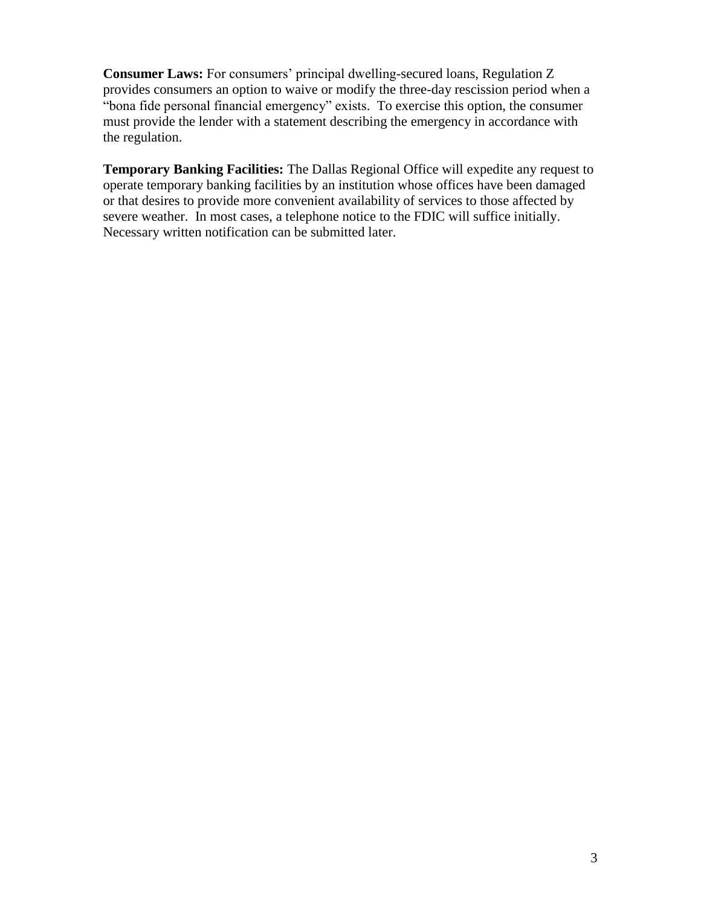**Consumer Laws:** For consumers' principal dwelling-secured loans, Regulation Z provides consumers an option to waive or modify the three-day rescission period when a "bona fide personal financial emergency" exists. To exercise this option, the consumer must provide the lender with a statement describing the emergency in accordance with the regulation.

**Temporary Banking Facilities:** The Dallas Regional Office will expedite any request to operate temporary banking facilities by an institution whose offices have been damaged or that desires to provide more convenient availability of services to those affected by severe weather. In most cases, a telephone notice to the FDIC will suffice initially. Necessary written notification can be submitted later.